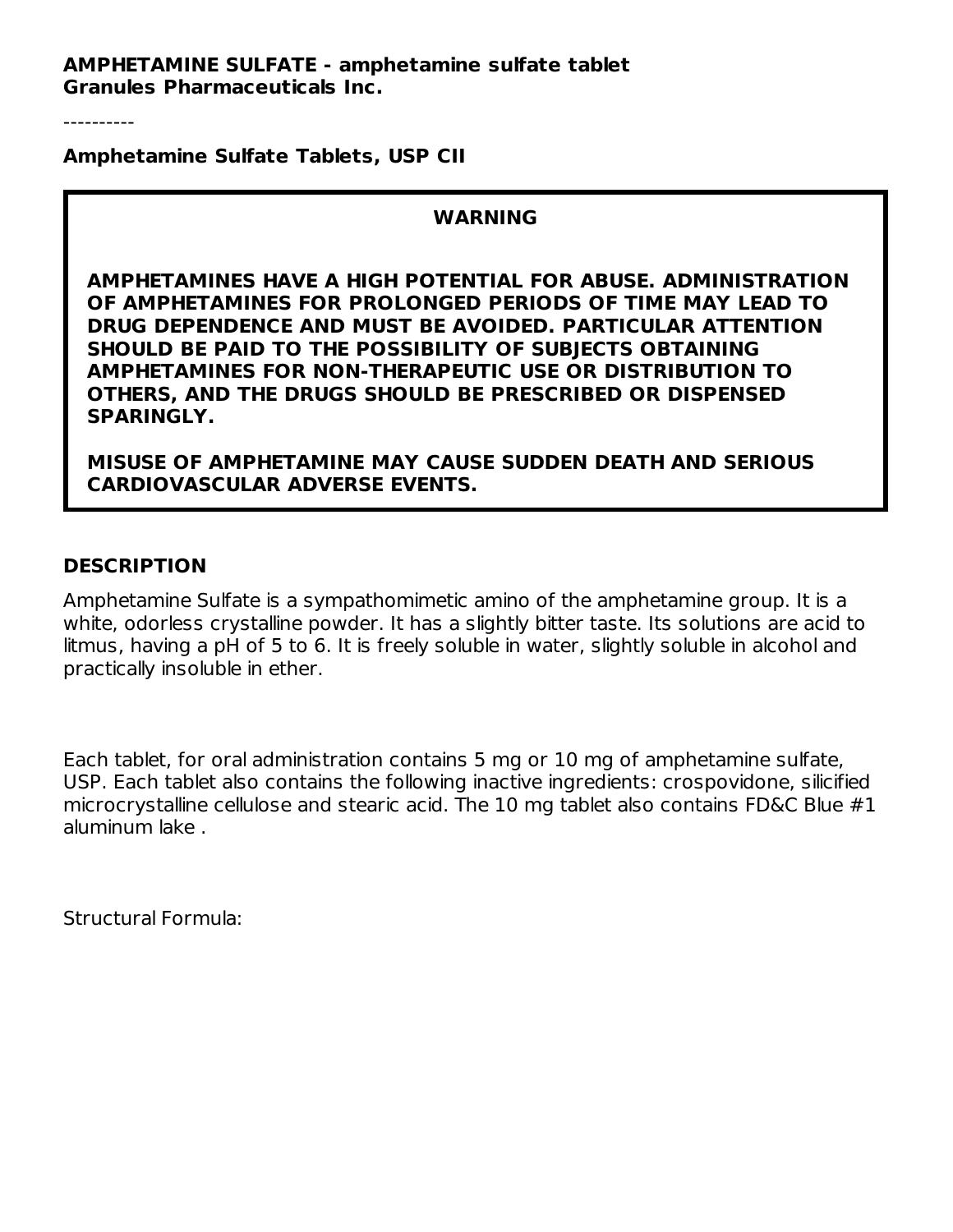**AMPHETAMINE SULFATE - amphetamine sulfate tablet**
**Granules Pharmaceuticals Inc.**

----------

**Amphetamine Sulfate Tablets, USP CII**

**WARNING**

**AMPHETAMINES HAVE A HIGH POTENTIAL FOR ABUSE. ADMINISTRATION OF AMPHETAMINES FOR PROLONGED PERIODS OF TIME MAY LEAD TO DRUG DEPENDENCE AND MUST BE AVOIDED. PARTICULAR ATTENTION SHOULD BE PAID TO THE POSSIBILITY OF SUBJECTS OBTAINING AMPHETAMINES FOR NON-THERAPEUTIC USE OR DISTRIBUTION TO OTHERS, AND THE DRUGS SHOULD BE PRESCRIBED OR DISPENSED SPARINGLY.**

**MISUSE OF AMPHETAMINE MAY CAUSE SUDDEN DEATH AND SERIOUS CARDIOVASCULAR ADVERSE EVENTS.**

## DESCRIPTION

Amphetamine Sulfate is a sympathomimetic amino of the amphetamine group. It is a white, odorless crystalline powder. It has a slightly bitter taste. Its solutions are acid to litmus, having a pH of 5 to 6. It is freely soluble in water, slightly soluble in alcohol and practically insoluble in ether.

Each tablet, for oral administration contains 5 mg or 10 mg of amphetamine sulfate, USP. Each tablet also contains the following inactive ingredients: crospovidone, silicified microcrystalline cellulose and stearic acid. The 10 mg tablet also contains FD&C Blue #1 aluminum lake .

Structural Formula: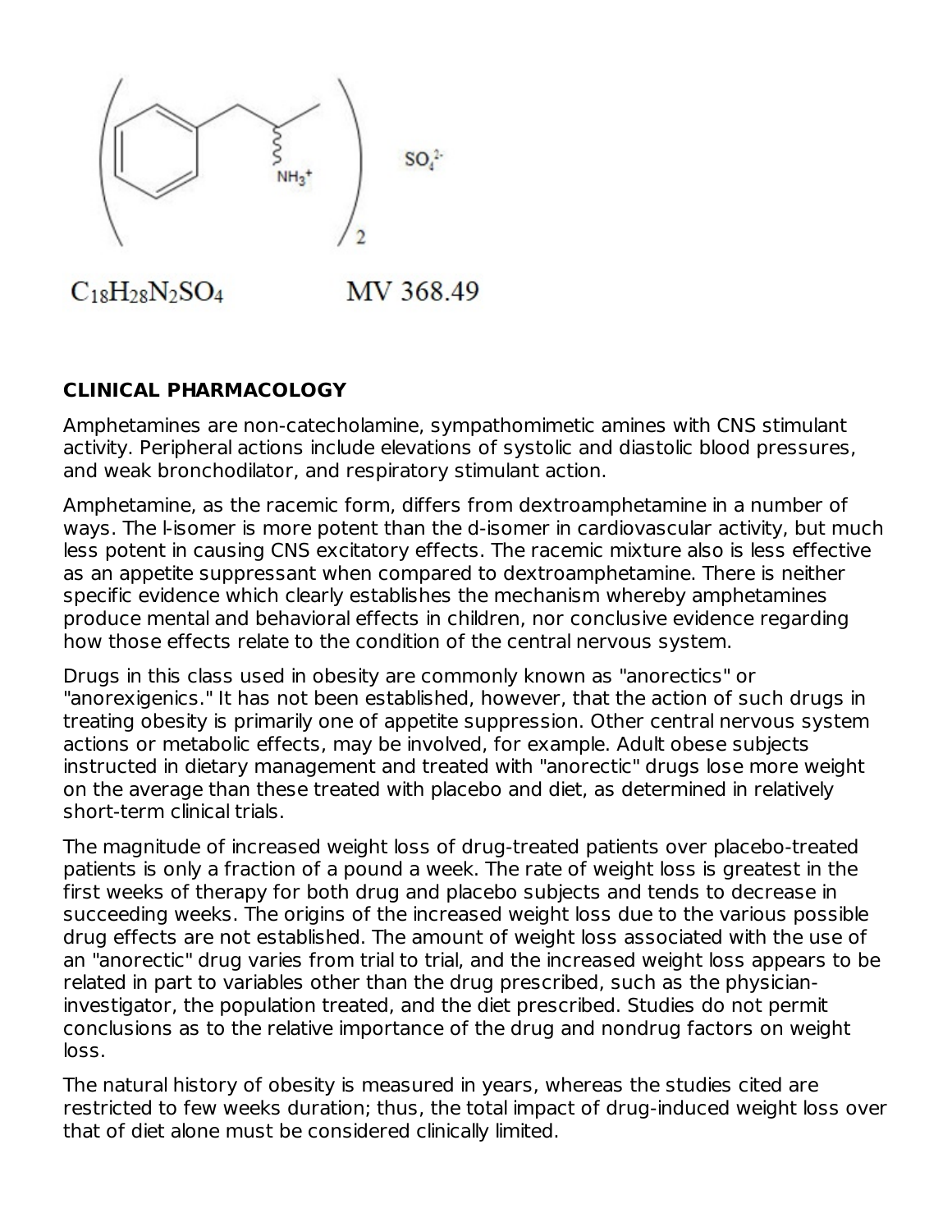$C_{18}H_{28}N_2SO_4$ MV 368.49

## CLINICAL PHARMACOLOGY

Amphetamines are non-catecholamine, sympathomimetic amines with CNS stimulant activity. Peripheral actions include elevations of systolic and diastolic blood pressures, and weak bronchodilator, and respiratory stimulant action.

Amphetamine, as the racemic form, differs from dextroamphetamine in a number of ways. The l-isomer is more potent than the d-isomer in cardiovascular activity, but much less potent in causing CNS excitatory effects. The racemic mixture also is less effective as an appetite suppressant when compared to dextroamphetamine. There is neither specific evidence which clearly establishes the mechanism whereby amphetamines produce mental and behavioral effects in children, nor conclusive evidence regarding how those effects relate to the condition of the central nervous system.

Drugs in this class used in obesity are commonly known as "anorectics" or "anorexigenics." It has not been established, however, that the action of such drugs in treating obesity is primarily one of appetite suppression. Other central nervous system actions or metabolic effects, may be involved, for example. Adult obese subjects instructed in dietary management and treated with "anorectic" drugs lose more weight on the average than these treated with placebo and diet, as determined in relatively short-term clinical trials.

The magnitude of increased weight loss of drug-treated patients over placebo-treated patients is only a fraction of a pound a week. The rate of weight loss is greatest in the first weeks of therapy for both drug and placebo subjects and tends to decrease in succeeding weeks. The origins of the increased weight loss due to the various possible drug effects are not established. The amount of weight loss associated with the use of an "anorectic" drug varies from trial to trial, and the increased weight loss appears to be related in part to variables other than the drug prescribed, such as the physician-investigator, the population treated, and the diet prescribed. Studies do not permit conclusions as to the relative importance of the drug and nondrug factors on weight loss.

The natural history of obesity is measured in years, whereas the studies cited are restricted to few weeks duration; thus, the total impact of drug-induced weight loss over that of diet alone must be considered clinically limited.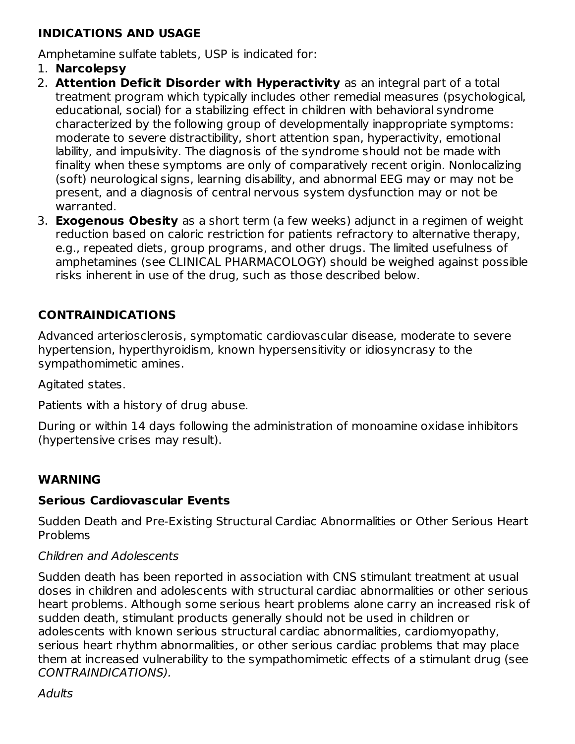## INDICATIONS AND USAGE

Amphetamine sulfate tablets, USP is indicated for:

1. **Narcolepsy**
2. **Attention Deficit Disorder with Hyperactivity** as an integral part of a total treatment program which typically includes other remedial measures (psychological, educational, social) for a stabilizing effect in children with behavioral syndrome characterized by the following group of developmentally inappropriate symptoms: moderate to severe distractibility, short attention span, hyperactivity, emotional lability, and impulsivity. The diagnosis of the syndrome should not be made with finality when these symptoms are only of comparatively recent origin. Nonlocalizing (soft) neurological signs, learning disability, and abnormal EEG may or may not be present, and a diagnosis of central nervous system dysfunction may or not be warranted.
3. **Exogenous Obesity** as a short term (a few weeks) adjunct in a regimen of weight reduction based on caloric restriction for patients refractory to alternative therapy, e.g., repeated diets, group programs, and other drugs. The limited usefulness of amphetamines (see CLINICAL PHARMACOLOGY) should be weighed against possible risks inherent in use of the drug, such as those described below.

## CONTRAINDICATIONS

Advanced arteriosclerosis, symptomatic cardiovascular disease, moderate to severe hypertension, hyperthyroidism, known hypersensitivity or idiosyncrasy to the sympathomimetic amines.

Agitated states.

Patients with a history of drug abuse.

During or within 14 days following the administration of monoamine oxidase inhibitors (hypertensive crises may result).

## WARNING

### Serious Cardiovascular Events

Sudden Death and Pre-Existing Structural Cardiac Abnormalities or Other Serious Heart Problems

*Children and Adolescents*

Sudden death has been reported in association with CNS stimulant treatment at usual doses in children and adolescents with structural cardiac abnormalities or other serious heart problems. Although some serious heart problems alone carry an increased risk of sudden death, stimulant products generally should not be used in children or adolescents with known serious structural cardiac abnormalities, cardiomyopathy, serious heart rhythm abnormalities, or other serious cardiac problems that may place them at increased vulnerability to the sympathomimetic effects of a stimulant drug (see *CONTRAINDICATIONS).*

*Adults*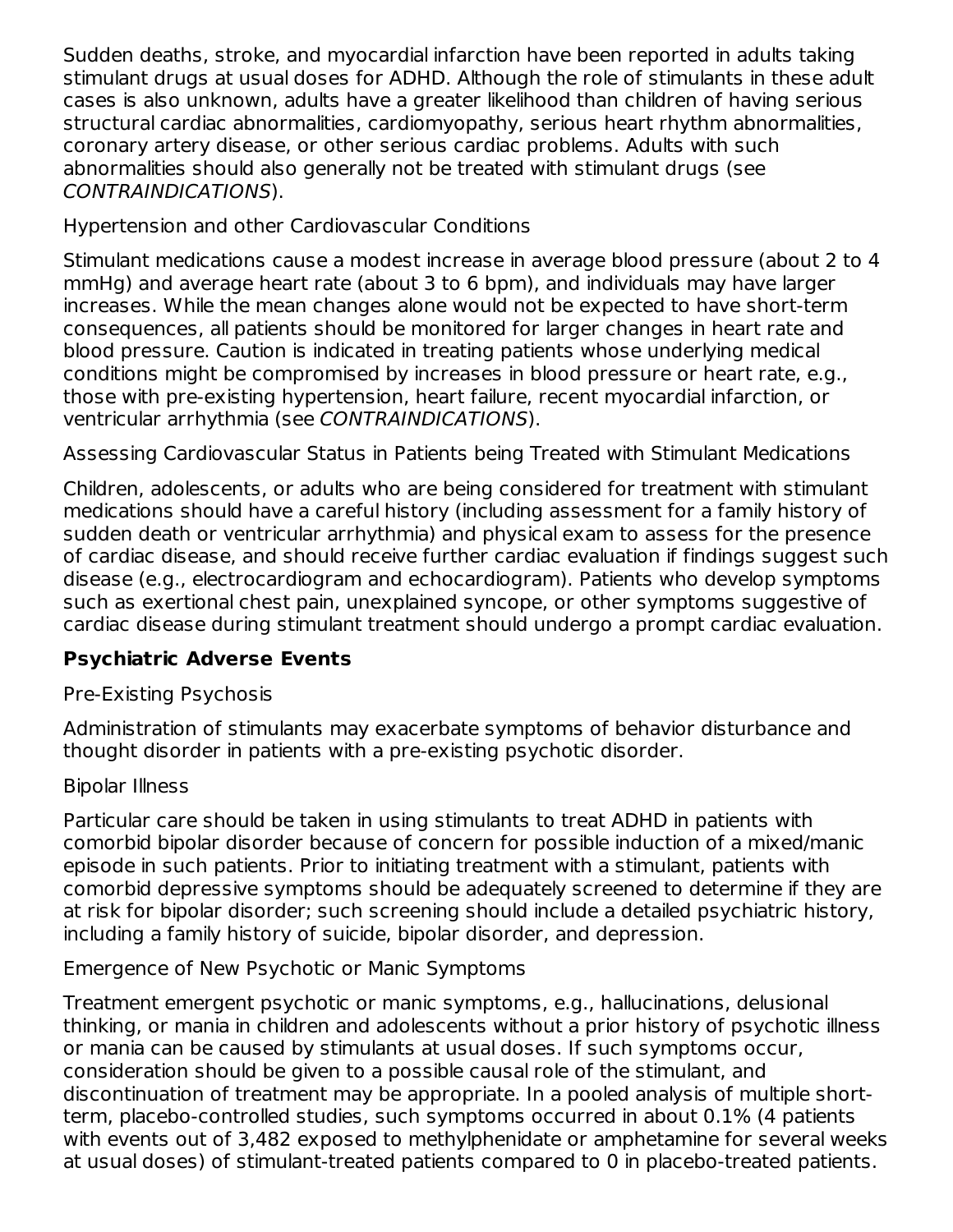Sudden deaths, stroke, and myocardial infarction have been reported in adults taking stimulant drugs at usual doses for ADHD. Although the role of stimulants in these adult cases is also unknown, adults have a greater likelihood than children of having serious structural cardiac abnormalities, cardiomyopathy, serious heart rhythm abnormalities, coronary artery disease, or other serious cardiac problems. Adults with such abnormalities should also generally not be treated with stimulant drugs (see *CONTRAINDICATIONS*).

Hypertension and other Cardiovascular Conditions

Stimulant medications cause a modest increase in average blood pressure (about 2 to 4 mmHg) and average heart rate (about 3 to 6 bpm), and individuals may have larger increases. While the mean changes alone would not be expected to have short-term consequences, all patients should be monitored for larger changes in heart rate and blood pressure. Caution is indicated in treating patients whose underlying medical conditions might be compromised by increases in blood pressure or heart rate, e.g., those with pre-existing hypertension, heart failure, recent myocardial infarction, or ventricular arrhythmia (see *CONTRAINDICATIONS*).

Assessing Cardiovascular Status in Patients being Treated with Stimulant Medications

Children, adolescents, or adults who are being considered for treatment with stimulant medications should have a careful history (including assessment for a family history of sudden death or ventricular arrhythmia) and physical exam to assess for the presence of cardiac disease, and should receive further cardiac evaluation if findings suggest such disease (e.g., electrocardiogram and echocardiogram). Patients who develop symptoms such as exertional chest pain, unexplained syncope, or other symptoms suggestive of cardiac disease during stimulant treatment should undergo a prompt cardiac evaluation.

**Psychiatric Adverse Events**

Pre-Existing Psychosis

Administration of stimulants may exacerbate symptoms of behavior disturbance and thought disorder in patients with a pre-existing psychotic disorder.

Bipolar Illness

Particular care should be taken in using stimulants to treat ADHD in patients with comorbid bipolar disorder because of concern for possible induction of a mixed/manic episode in such patients. Prior to initiating treatment with a stimulant, patients with comorbid depressive symptoms should be adequately screened to determine if they are at risk for bipolar disorder; such screening should include a detailed psychiatric history, including a family history of suicide, bipolar disorder, and depression.

Emergence of New Psychotic or Manic Symptoms

Treatment emergent psychotic or manic symptoms, e.g., hallucinations, delusional thinking, or mania in children and adolescents without a prior history of psychotic illness or mania can be caused by stimulants at usual doses. If such symptoms occur, consideration should be given to a possible causal role of the stimulant, and discontinuation of treatment may be appropriate. In a pooled analysis of multiple short-term, placebo-controlled studies, such symptoms occurred in about 0.1% (4 patients with events out of 3,482 exposed to methylphenidate or amphetamine for several weeks at usual doses) of stimulant-treated patients compared to 0 in placebo-treated patients.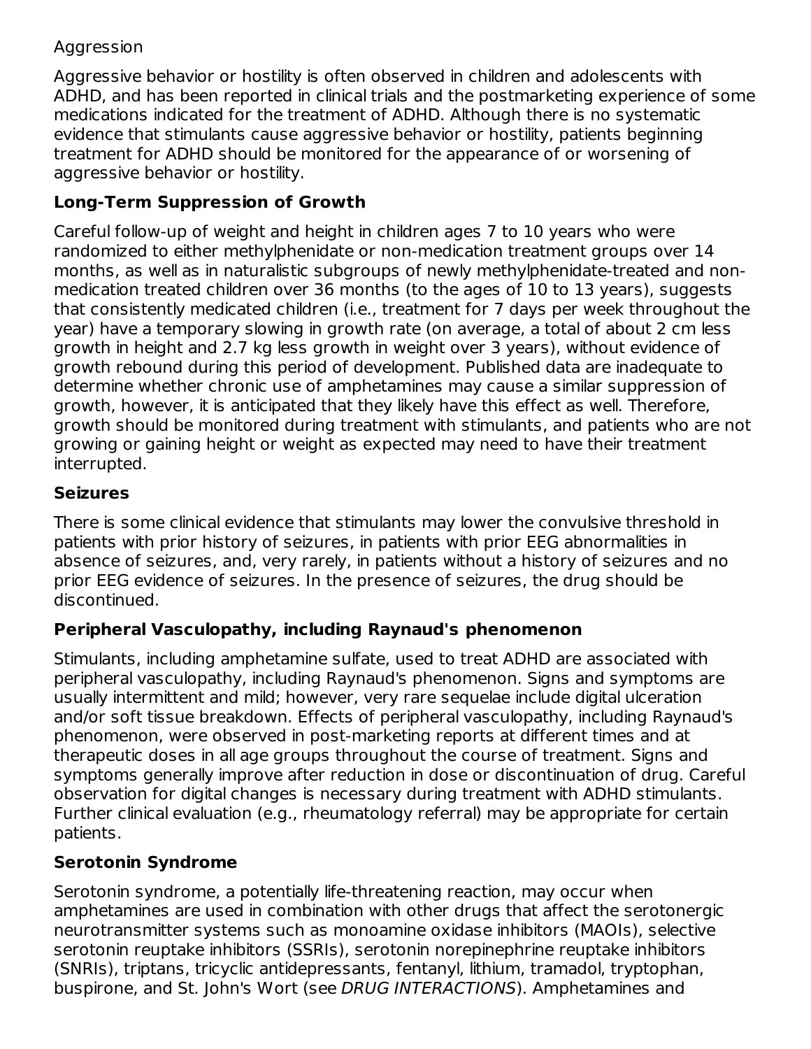Aggression

Aggressive behavior or hostility is often observed in children and adolescents with ADHD, and has been reported in clinical trials and the postmarketing experience of some medications indicated for the treatment of ADHD. Although there is no systematic evidence that stimulants cause aggressive behavior or hostility, patients beginning treatment for ADHD should be monitored for the appearance of or worsening of aggressive behavior or hostility.

**Long-Term Suppression of Growth**

Careful follow-up of weight and height in children ages 7 to 10 years who were randomized to either methylphenidate or non-medication treatment groups over 14 months, as well as in naturalistic subgroups of newly methylphenidate-treated and non-medication treated children over 36 months (to the ages of 10 to 13 years), suggests that consistently medicated children (i.e., treatment for 7 days per week throughout the year) have a temporary slowing in growth rate (on average, a total of about 2 cm less growth in height and 2.7 kg less growth in weight over 3 years), without evidence of growth rebound during this period of development. Published data are inadequate to determine whether chronic use of amphetamines may cause a similar suppression of growth, however, it is anticipated that they likely have this effect as well. Therefore, growth should be monitored during treatment with stimulants, and patients who are not growing or gaining height or weight as expected may need to have their treatment interrupted.

**Seizures**

There is some clinical evidence that stimulants may lower the convulsive threshold in patients with prior history of seizures, in patients with prior EEG abnormalities in absence of seizures, and, very rarely, in patients without a history of seizures and no prior EEG evidence of seizures. In the presence of seizures, the drug should be discontinued.

**Peripheral Vasculopathy, including Raynaud's phenomenon**

Stimulants, including amphetamine sulfate, used to treat ADHD are associated with peripheral vasculopathy, including Raynaud's phenomenon. Signs and symptoms are usually intermittent and mild; however, very rare sequelae include digital ulceration and/or soft tissue breakdown. Effects of peripheral vasculopathy, including Raynaud's phenomenon, were observed in post-marketing reports at different times and at therapeutic doses in all age groups throughout the course of treatment. Signs and symptoms generally improve after reduction in dose or discontinuation of drug. Careful observation for digital changes is necessary during treatment with ADHD stimulants. Further clinical evaluation (e.g., rheumatology referral) may be appropriate for certain patients.

**Serotonin Syndrome**

Serotonin syndrome, a potentially life-threatening reaction, may occur when amphetamines are used in combination with other drugs that affect the serotonergic neurotransmitter systems such as monoamine oxidase inhibitors (MAOIs), selective serotonin reuptake inhibitors (SSRIs), serotonin norepinephrine reuptake inhibitors (SNRIs), triptans, tricyclic antidepressants, fentanyl, lithium, tramadol, tryptophan, buspirone, and St. John's Wort (see *DRUG INTERACTIONS*). Amphetamines and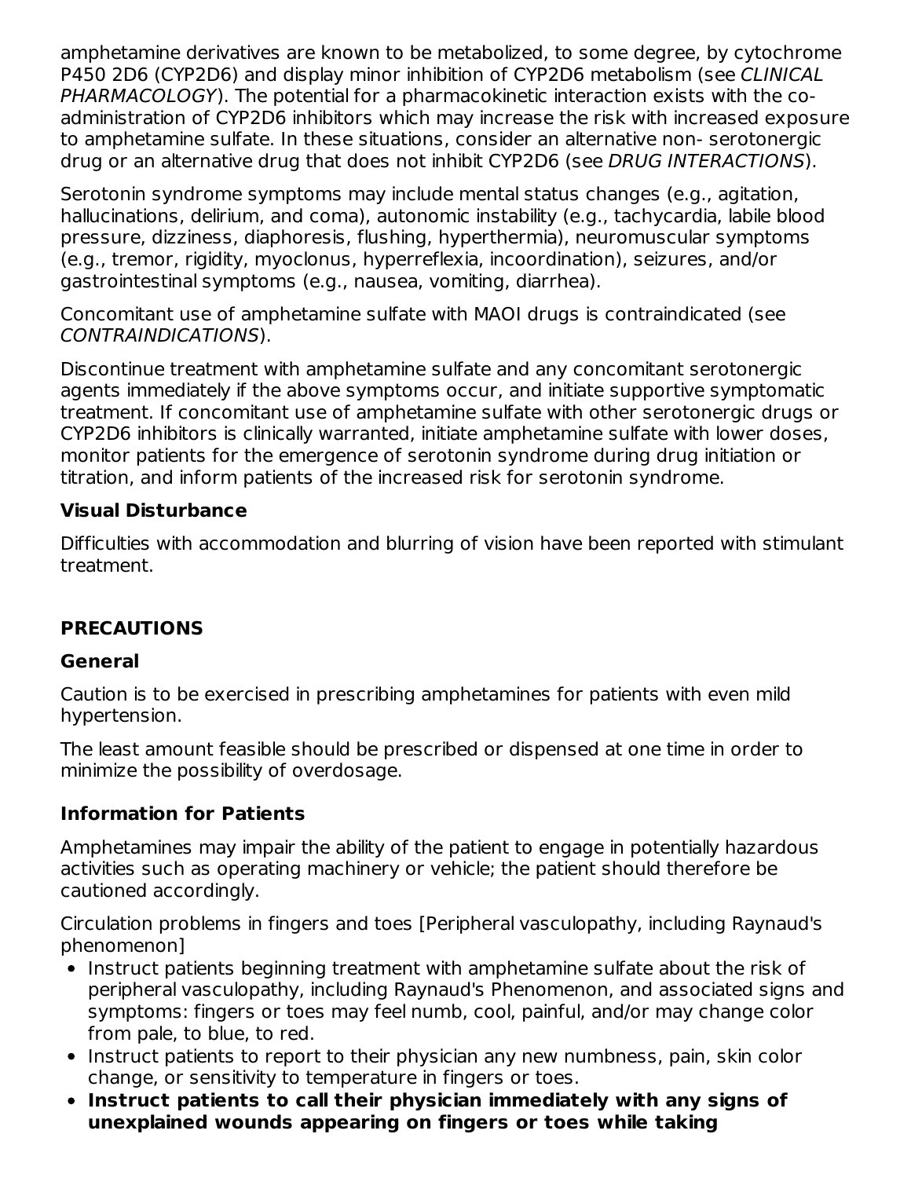amphetamine derivatives are known to be metabolized, to some degree, by cytochrome P450 2D6 (CYP2D6) and display minor inhibition of CYP2D6 metabolism (see *CLINICAL PHARMACOLOGY*). The potential for a pharmacokinetic interaction exists with the co-administration of CYP2D6 inhibitors which may increase the risk with increased exposure to amphetamine sulfate. In these situations, consider an alternative non- serotonergic drug or an alternative drug that does not inhibit CYP2D6 (see *DRUG INTERACTIONS*).

Serotonin syndrome symptoms may include mental status changes (e.g., agitation, hallucinations, delirium, and coma), autonomic instability (e.g., tachycardia, labile blood pressure, dizziness, diaphoresis, flushing, hyperthermia), neuromuscular symptoms (e.g., tremor, rigidity, myoclonus, hyperreflexia, incoordination), seizures, and/or gastrointestinal symptoms (e.g., nausea, vomiting, diarrhea).

Concomitant use of amphetamine sulfate with MAOI drugs is contraindicated (see *CONTRAINDICATIONS*).

Discontinue treatment with amphetamine sulfate and any concomitant serotonergic agents immediately if the above symptoms occur, and initiate supportive symptomatic treatment. If concomitant use of amphetamine sulfate with other serotonergic drugs or CYP2D6 inhibitors is clinically warranted, initiate amphetamine sulfate with lower doses, monitor patients for the emergence of serotonin syndrome during drug initiation or titration, and inform patients of the increased risk for serotonin syndrome.

### Visual Disturbance

Difficulties with accommodation and blurring of vision have been reported with stimulant treatment.

## PRECAUTIONS

### General

Caution is to be exercised in prescribing amphetamines for patients with even mild hypertension.

The least amount feasible should be prescribed or dispensed at one time in order to minimize the possibility of overdosage.

### Information for Patients

Amphetamines may impair the ability of the patient to engage in potentially hazardous activities such as operating machinery or vehicle; the patient should therefore be cautioned accordingly.

Circulation problems in fingers and toes [Peripheral vasculopathy, including Raynaud's phenomenon]

- Instruct patients beginning treatment with amphetamine sulfate about the risk of peripheral vasculopathy, including Raynaud's Phenomenon, and associated signs and symptoms: fingers or toes may feel numb, cool, painful, and/or may change color from pale, to blue, to red.
- Instruct patients to report to their physician any new numbness, pain, skin color change, or sensitivity to temperature in fingers or toes.
- **Instruct patients to call their physician immediately with any signs of unexplained wounds appearing on fingers or toes while taking**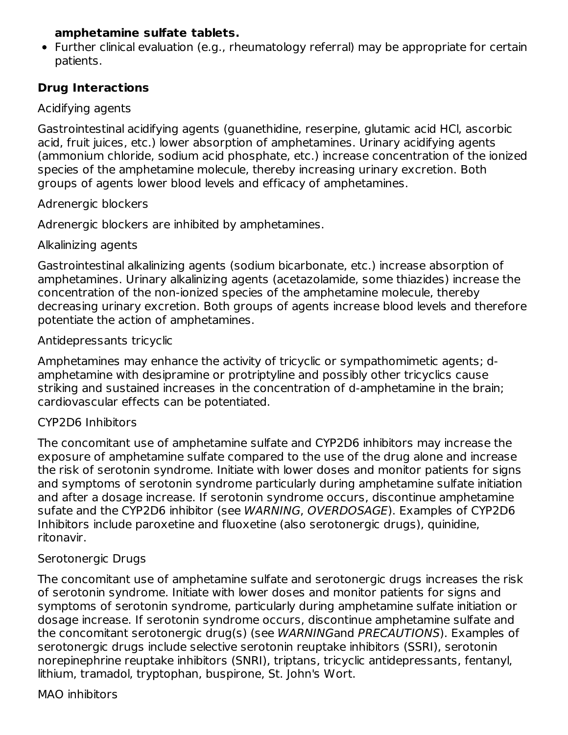**amphetamine sulfate tablets.**

- Further clinical evaluation (e.g., rheumatology referral) may be appropriate for certain patients.

### Drug Interactions

Acidifying agents

Gastrointestinal acidifying agents (guanethidine, reserpine, glutamic acid HCl, ascorbic acid, fruit juices, etc.) lower absorption of amphetamines. Urinary acidifying agents (ammonium chloride, sodium acid phosphate, etc.) increase concentration of the ionized species of the amphetamine molecule, thereby increasing urinary excretion. Both groups of agents lower blood levels and efficacy of amphetamines.

Adrenergic blockers

Adrenergic blockers are inhibited by amphetamines.

Alkalinizing agents

Gastrointestinal alkalinizing agents (sodium bicarbonate, etc.) increase absorption of amphetamines. Urinary alkalinizing agents (acetazolamide, some thiazides) increase the concentration of the non-ionized species of the amphetamine molecule, thereby decreasing urinary excretion. Both groups of agents increase blood levels and therefore potentiate the action of amphetamines.

Antidepressants tricyclic

Amphetamines may enhance the activity of tricyclic or sympathomimetic agents; d-amphetamine with desipramine or protriptyline and possibly other tricyclics cause striking and sustained increases in the concentration of d-amphetamine in the brain; cardiovascular effects can be potentiated.

CYP2D6 Inhibitors

The concomitant use of amphetamine sulfate and CYP2D6 inhibitors may increase the exposure of amphetamine sulfate compared to the use of the drug alone and increase the risk of serotonin syndrome. Initiate with lower doses and monitor patients for signs and symptoms of serotonin syndrome particularly during amphetamine sulfate initiation and after a dosage increase. If serotonin syndrome occurs, discontinue amphetamine sufate and the CYP2D6 inhibitor (see *WARNING*, *OVERDOSAGE*). Examples of CYP2D6 Inhibitors include paroxetine and fluoxetine (also serotonergic drugs), quinidine, ritonavir.

Serotonergic Drugs

The concomitant use of amphetamine sulfate and serotonergic drugs increases the risk of serotonin syndrome. Initiate with lower doses and monitor patients for signs and symptoms of serotonin syndrome, particularly during amphetamine sulfate initiation or dosage increase. If serotonin syndrome occurs, discontinue amphetamine sulfate and the concomitant serotonergic drug(s) (see *WARNING*and *PRECAUTIONS*). Examples of serotonergic drugs include selective serotonin reuptake inhibitors (SSRI), serotonin norepinephrine reuptake inhibitors (SNRI), triptans, tricyclic antidepressants, fentanyl, lithium, tramadol, tryptophan, buspirone, St. John's Wort.

MAO inhibitors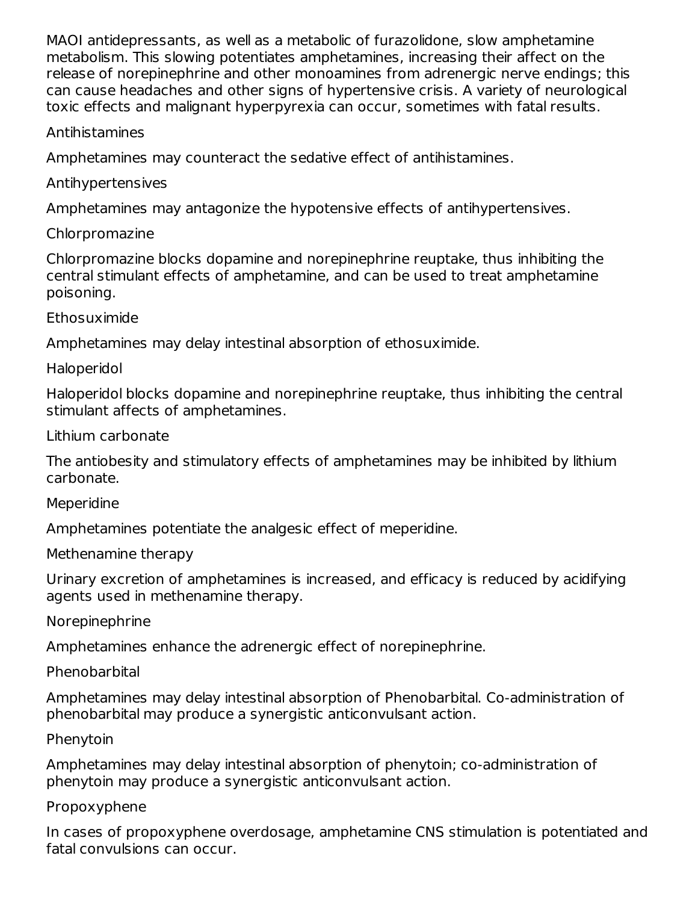MAOI antidepressants, as well as a metabolic of furazolidone, slow amphetamine metabolism. This slowing potentiates amphetamines, increasing their affect on the release of norepinephrine and other monoamines from adrenergic nerve endings; this can cause headaches and other signs of hypertensive crisis. A variety of neurological toxic effects and malignant hyperpyrexia can occur, sometimes with fatal results.

Antihistamines

Amphetamines may counteract the sedative effect of antihistamines.

Antihypertensives

Amphetamines may antagonize the hypotensive effects of antihypertensives.

Chlorpromazine

Chlorpromazine blocks dopamine and norepinephrine reuptake, thus inhibiting the central stimulant effects of amphetamine, and can be used to treat amphetamine poisoning.

Ethosuximide

Amphetamines may delay intestinal absorption of ethosuximide.

Haloperidol

Haloperidol blocks dopamine and norepinephrine reuptake, thus inhibiting the central stimulant affects of amphetamines.

Lithium carbonate

The antiobesity and stimulatory effects of amphetamines may be inhibited by lithium carbonate.

Meperidine

Amphetamines potentiate the analgesic effect of meperidine.

Methenamine therapy

Urinary excretion of amphetamines is increased, and efficacy is reduced by acidifying agents used in methenamine therapy.

Norepinephrine

Amphetamines enhance the adrenergic effect of norepinephrine.

Phenobarbital

Amphetamines may delay intestinal absorption of Phenobarbital. Co-administration of phenobarbital may produce a synergistic anticonvulsant action.

Phenytoin

Amphetamines may delay intestinal absorption of phenytoin; co-administration of phenytoin may produce a synergistic anticonvulsant action.

Propoxyphene

In cases of propoxyphene overdosage, amphetamine CNS stimulation is potentiated and fatal convulsions can occur.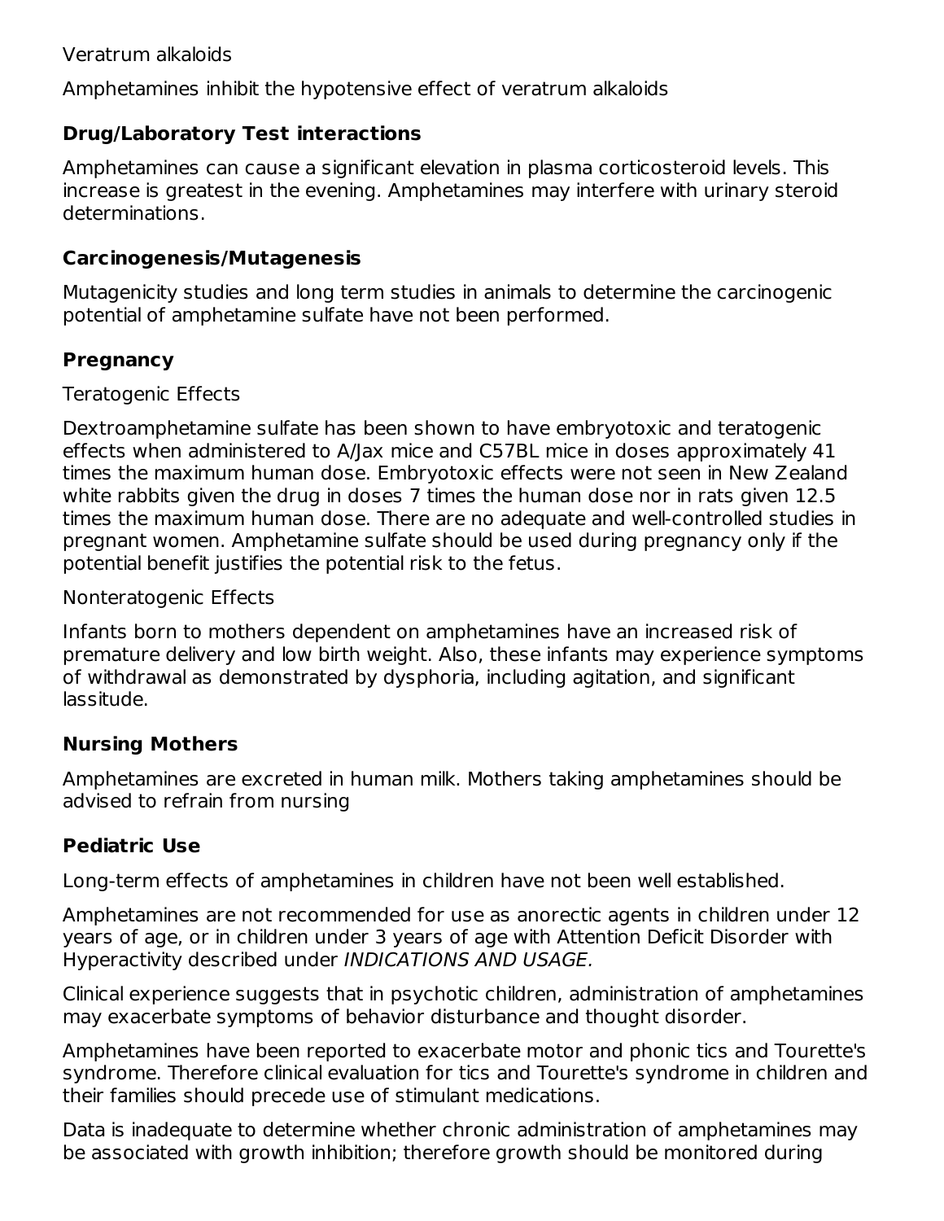Veratrum alkaloids

Amphetamines inhibit the hypotensive effect of veratrum alkaloids

### Drug/Laboratory Test interactions

Amphetamines can cause a significant elevation in plasma corticosteroid levels. This increase is greatest in the evening. Amphetamines may interfere with urinary steroid determinations.

### Carcinogenesis/Mutagenesis

Mutagenicity studies and long term studies in animals to determine the carcinogenic potential of amphetamine sulfate have not been performed.

### Pregnancy

Teratogenic Effects

Dextroamphetamine sulfate has been shown to have embryotoxic and teratogenic effects when administered to A/Jax mice and C57BL mice in doses approximately 41 times the maximum human dose. Embryotoxic effects were not seen in New Zealand white rabbits given the drug in doses 7 times the human dose nor in rats given 12.5 times the maximum human dose. There are no adequate and well-controlled studies in pregnant women. Amphetamine sulfate should be used during pregnancy only if the potential benefit justifies the potential risk to the fetus.

Nonteratogenic Effects

Infants born to mothers dependent on amphetamines have an increased risk of premature delivery and low birth weight. Also, these infants may experience symptoms of withdrawal as demonstrated by dysphoria, including agitation, and significant lassitude.

### Nursing Mothers

Amphetamines are excreted in human milk. Mothers taking amphetamines should be advised to refrain from nursing

### Pediatric Use

Long-term effects of amphetamines in children have not been well established.

Amphetamines are not recommended for use as anorectic agents in children under 12 years of age, or in children under 3 years of age with Attention Deficit Disorder with Hyperactivity described under *INDICATIONS AND USAGE.*

Clinical experience suggests that in psychotic children, administration of amphetamines may exacerbate symptoms of behavior disturbance and thought disorder.

Amphetamines have been reported to exacerbate motor and phonic tics and Tourette's syndrome. Therefore clinical evaluation for tics and Tourette's syndrome in children and their families should precede use of stimulant medications.

Data is inadequate to determine whether chronic administration of amphetamines may be associated with growth inhibition; therefore growth should be monitored during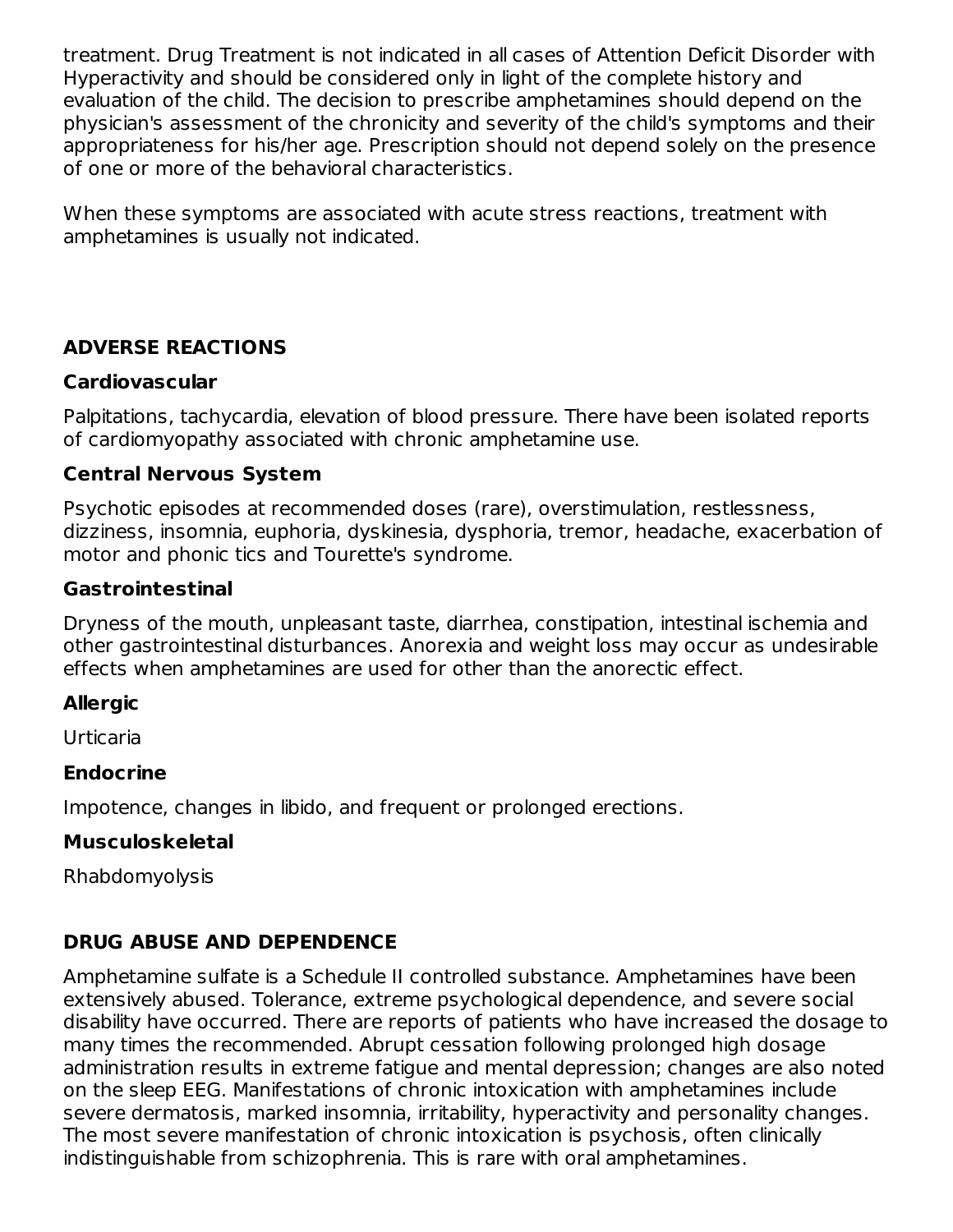treatment. Drug Treatment is not indicated in all cases of Attention Deficit Disorder with Hyperactivity and should be considered only in light of the complete history and evaluation of the child. The decision to prescribe amphetamines should depend on the physician's assessment of the chronicity and severity of the child's symptoms and their appropriateness for his/her age. Prescription should not depend solely on the presence of one or more of the behavioral characteristics.

When these symptoms are associated with acute stress reactions, treatment with amphetamines is usually not indicated.

## ADVERSE REACTIONS

### Cardiovascular

Palpitations, tachycardia, elevation of blood pressure. There have been isolated reports of cardiomyopathy associated with chronic amphetamine use.

### Central Nervous System

Psychotic episodes at recommended doses (rare), overstimulation, restlessness, dizziness, insomnia, euphoria, dyskinesia, dysphoria, tremor, headache, exacerbation of motor and phonic tics and Tourette's syndrome.

### Gastrointestinal

Dryness of the mouth, unpleasant taste, diarrhea, constipation, intestinal ischemia and other gastrointestinal disturbances. Anorexia and weight loss may occur as undesirable effects when amphetamines are used for other than the anorectic effect.

### Allergic

Urticaria

### Endocrine

Impotence, changes in libido, and frequent or prolonged erections.

### Musculoskeletal

Rhabdomyolysis

## DRUG ABUSE AND DEPENDENCE

Amphetamine sulfate is a Schedule II controlled substance. Amphetamines have been extensively abused. Tolerance, extreme psychological dependence, and severe social disability have occurred. There are reports of patients who have increased the dosage to many times the recommended. Abrupt cessation following prolonged high dosage administration results in extreme fatigue and mental depression; changes are also noted on the sleep EEG. Manifestations of chronic intoxication with amphetamines include severe dermatosis, marked insomnia, irritability, hyperactivity and personality changes. The most severe manifestation of chronic intoxication is psychosis, often clinically indistinguishable from schizophrenia. This is rare with oral amphetamines.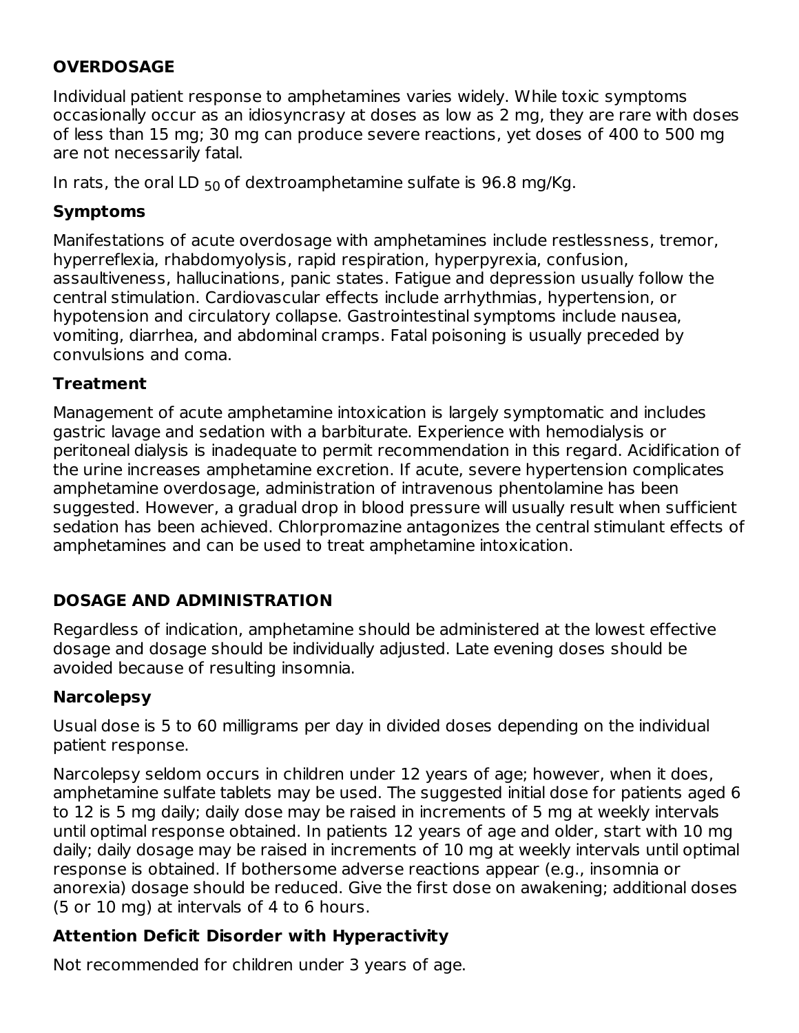## OVERDOSAGE

Individual patient response to amphetamines varies widely. While toxic symptoms occasionally occur as an idiosyncrasy at doses as low as 2 mg, they are rare with doses of less than 15 mg; 30 mg can produce severe reactions, yet doses of 400 to 500 mg are not necessarily fatal.

In rats, the oral $LD_{50}$ of dextroamphetamine sulfate is 96.8 mg/Kg.

### Symptoms

Manifestations of acute overdosage with amphetamines include restlessness, tremor, hyperreflexia, rhabdomyolysis, rapid respiration, hyperpyrexia, confusion, assaultiveness, hallucinations, panic states. Fatigue and depression usually follow the central stimulation. Cardiovascular effects include arrhythmias, hypertension, or hypotension and circulatory collapse. Gastrointestinal symptoms include nausea, vomiting, diarrhea, and abdominal cramps. Fatal poisoning is usually preceded by convulsions and coma.

### Treatment

Management of acute amphetamine intoxication is largely symptomatic and includes gastric lavage and sedation with a barbiturate. Experience with hemodialysis or peritoneal dialysis is inadequate to permit recommendation in this regard. Acidification of the urine increases amphetamine excretion. If acute, severe hypertension complicates amphetamine overdosage, administration of intravenous phentolamine has been suggested. However, a gradual drop in blood pressure will usually result when sufficient sedation has been achieved. Chlorpromazine antagonizes the central stimulant effects of amphetamines and can be used to treat amphetamine intoxication.

## DOSAGE AND ADMINISTRATION

Regardless of indication, amphetamine should be administered at the lowest effective dosage and dosage should be individually adjusted. Late evening doses should be avoided because of resulting insomnia.

### Narcolepsy

Usual dose is 5 to 60 milligrams per day in divided doses depending on the individual patient response.

Narcolepsy seldom occurs in children under 12 years of age; however, when it does, amphetamine sulfate tablets may be used. The suggested initial dose for patients aged 6 to 12 is 5 mg daily; daily dose may be raised in increments of 5 mg at weekly intervals until optimal response obtained. In patients 12 years of age and older, start with 10 mg daily; daily dosage may be raised in increments of 10 mg at weekly intervals until optimal response is obtained. If bothersome adverse reactions appear (e.g., insomnia or anorexia) dosage should be reduced. Give the first dose on awakening; additional doses (5 or 10 mg) at intervals of 4 to 6 hours.

### Attention Deficit Disorder with Hyperactivity

Not recommended for children under 3 years of age.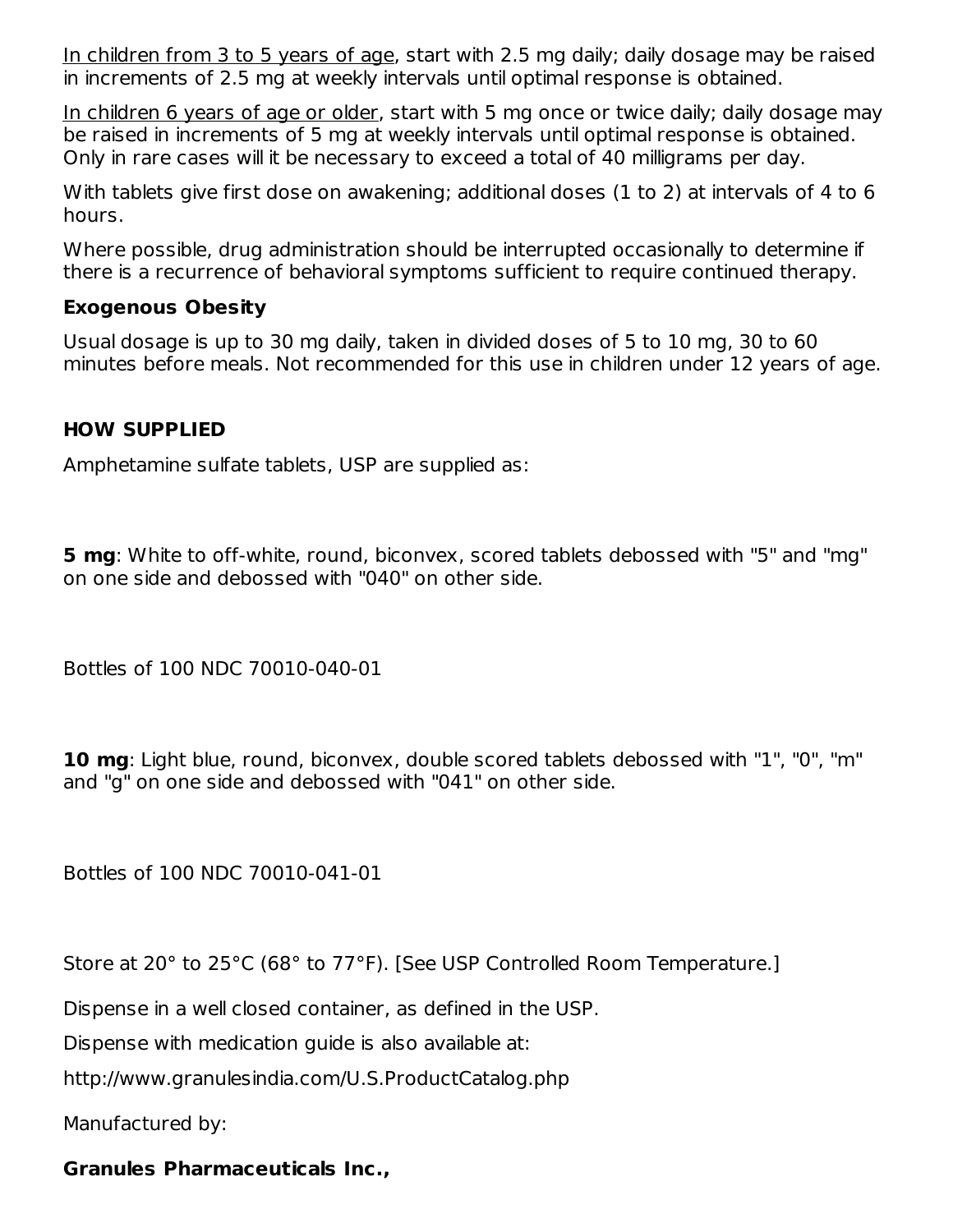In children from 3 to 5 years of age, start with 2.5 mg daily; daily dosage may be raised in increments of 2.5 mg at weekly intervals until optimal response is obtained.

In children 6 years of age or older, start with 5 mg once or twice daily; daily dosage may be raised in increments of 5 mg at weekly intervals until optimal response is obtained. Only in rare cases will it be necessary to exceed a total of 40 milligrams per day.

With tablets give first dose on awakening; additional doses (1 to 2) at intervals of 4 to 6 hours.

Where possible, drug administration should be interrupted occasionally to determine if there is a recurrence of behavioral symptoms sufficient to require continued therapy.

### Exogenous Obesity

Usual dosage is up to 30 mg daily, taken in divided doses of 5 to 10 mg, 30 to 60 minutes before meals. Not recommended for this use in children under 12 years of age.

## HOW SUPPLIED

Amphetamine sulfate tablets, USP are supplied as:

**5 mg**: White to off-white, round, biconvex, scored tablets debossed with "5" and "mg" on one side and debossed with "040" on other side.

Bottles of 100 NDC 70010-040-01

**10 mg**: Light blue, round, biconvex, double scored tablets debossed with "1", "0", "m" and "g" on one side and debossed with "041" on other side.

Bottles of 100 NDC 70010-041-01

Store at 20° to 25°C (68° to 77°F). [See USP Controlled Room Temperature.]

Dispense in a well closed container, as defined in the USP.

Dispense with medication guide is also available at:

http://www.granulesindia.com/U.S.ProductCatalog.php

Manufactured by:

**Granules Pharmaceuticals Inc.,**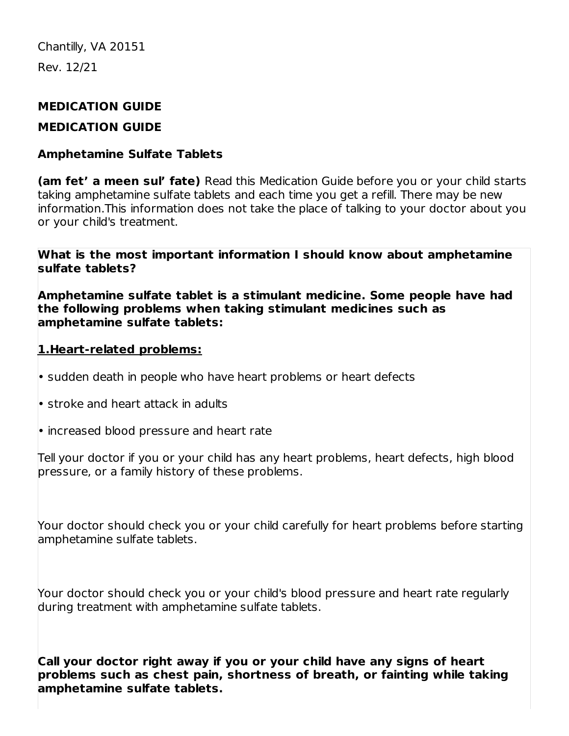Chantilly, VA 20151

Rev. 12/21

## MEDICATION GUIDE

## MEDICATION GUIDE

### Amphetamine Sulfate Tablets

**(am fet' a meen sul' fate)** Read this Medication Guide before you or your child starts taking amphetamine sulfate tablets and each time you get a refill. There may be new information.This information does not take the place of talking to your doctor about you or your child's treatment.

**What is the most important information I should know about amphetamine sulfate tablets?**

**Amphetamine sulfate tablet is a stimulant medicine. Some people have had the following problems when taking stimulant medicines such as amphetamine sulfate tablets:**

**<u>1.Heart-related problems:</u>**

- sudden death in people who have heart problems or heart defects
- stroke and heart attack in adults
- increased blood pressure and heart rate

Tell your doctor if you or your child has any heart problems, heart defects, high blood pressure, or a family history of these problems.

Your doctor should check you or your child carefully for heart problems before starting amphetamine sulfate tablets.

Your doctor should check you or your child's blood pressure and heart rate regularly during treatment with amphetamine sulfate tablets.

**Call your doctor right away if you or your child have any signs of heart problems such as chest pain, shortness of breath, or fainting while taking amphetamine sulfate tablets.**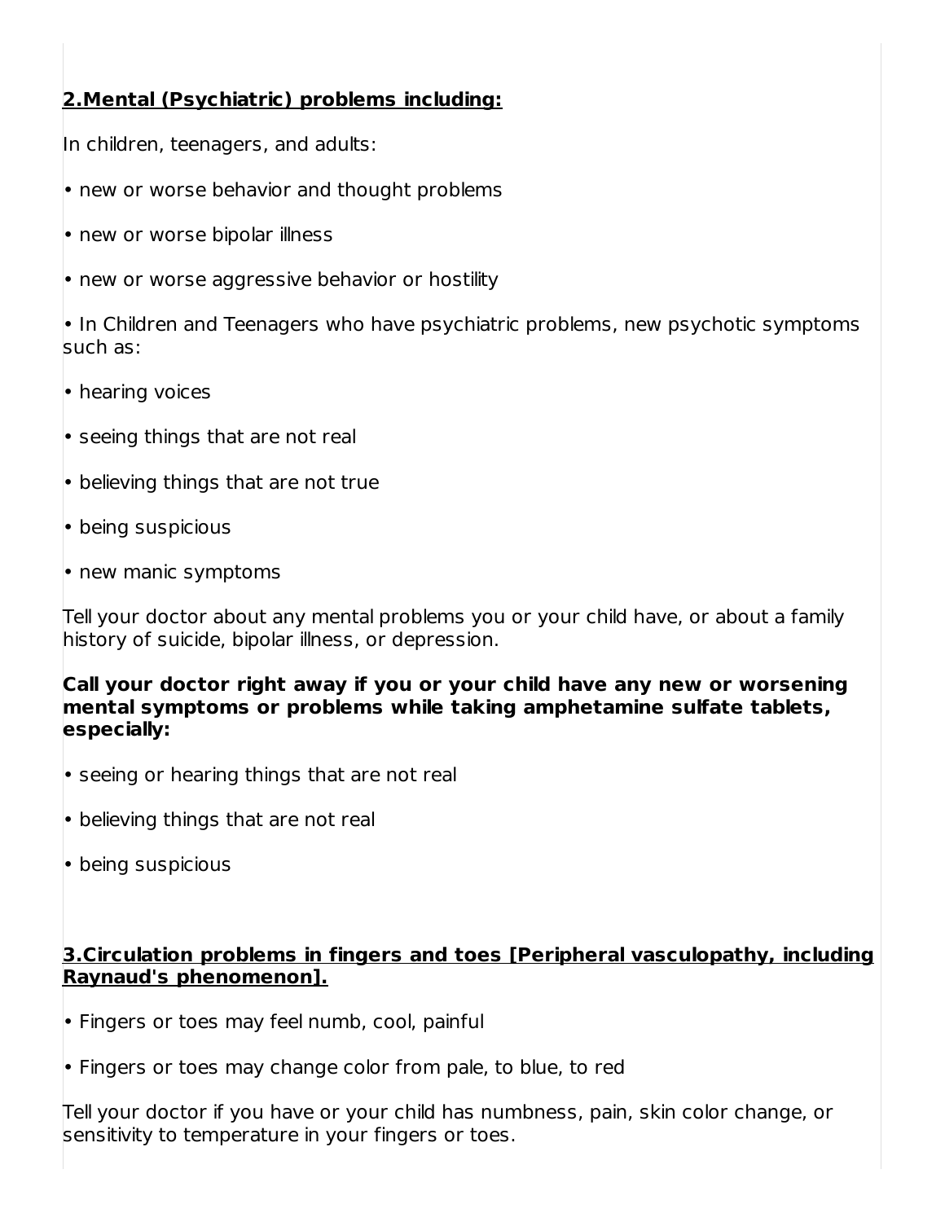**2.Mental (Psychiatric) problems including:**

In children, teenagers, and adults:

- new or worse behavior and thought problems
- new or worse bipolar illness
- new or worse aggressive behavior or hostility
- In Children and Teenagers who have psychiatric problems, new psychotic symptoms such as:
- hearing voices
- seeing things that are not real
- believing things that are not true
- being suspicious
- new manic symptoms

Tell your doctor about any mental problems you or your child have, or about a family history of suicide, bipolar illness, or depression.

**Call your doctor right away if you or your child have any new or worsening mental symptoms or problems while taking amphetamine sulfate tablets, especially:**

- seeing or hearing things that are not real
- believing things that are not real
- being suspicious

**3.Circulation problems in fingers and toes [Peripheral vasculopathy, including Raynaud's phenomenon].**

- Fingers or toes may feel numb, cool, painful
- Fingers or toes may change color from pale, to blue, to red

Tell your doctor if you have or your child has numbness, pain, skin color change, or sensitivity to temperature in your fingers or toes.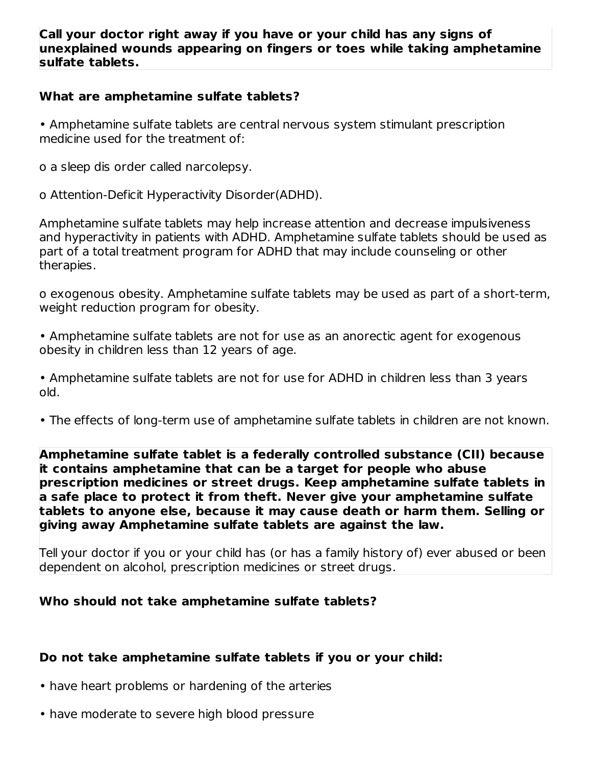**Call your doctor right away if you have or your child has any signs of unexplained wounds appearing on fingers or toes while taking amphetamine sulfate tablets.**

**What are amphetamine sulfate tablets?**

• Amphetamine sulfate tablets are central nervous system stimulant prescription medicine used for the treatment of:

o a sleep dis order called narcolepsy.

o Attention-Deficit Hyperactivity Disorder(ADHD).

Amphetamine sulfate tablets may help increase attention and decrease impulsiveness and hyperactivity in patients with ADHD. Amphetamine sulfate tablets should be used as part of a total treatment program for ADHD that may include counseling or other therapies.

o exogenous obesity. Amphetamine sulfate tablets may be used as part of a short-term, weight reduction program for obesity.

• Amphetamine sulfate tablets are not for use as an anorectic agent for exogenous obesity in children less than 12 years of age.

• Amphetamine sulfate tablets are not for use for ADHD in children less than 3 years old.

• The effects of long-term use of amphetamine sulfate tablets in children are not known.

**Amphetamine sulfate tablet is a federally controlled substance (CII) because it contains amphetamine that can be a target for people who abuse prescription medicines or street drugs. Keep amphetamine sulfate tablets in a safe place to protect it from theft. Never give your amphetamine sulfate tablets to anyone else, because it may cause death or harm them. Selling or giving away Amphetamine sulfate tablets are against the law.**

Tell your doctor if you or your child has (or has a family history of) ever abused or been dependent on alcohol, prescription medicines or street drugs.

**Who should not take amphetamine sulfate tablets?**

**Do not take amphetamine sulfate tablets if you or your child:**

• have heart problems or hardening of the arteries

• have moderate to severe high blood pressure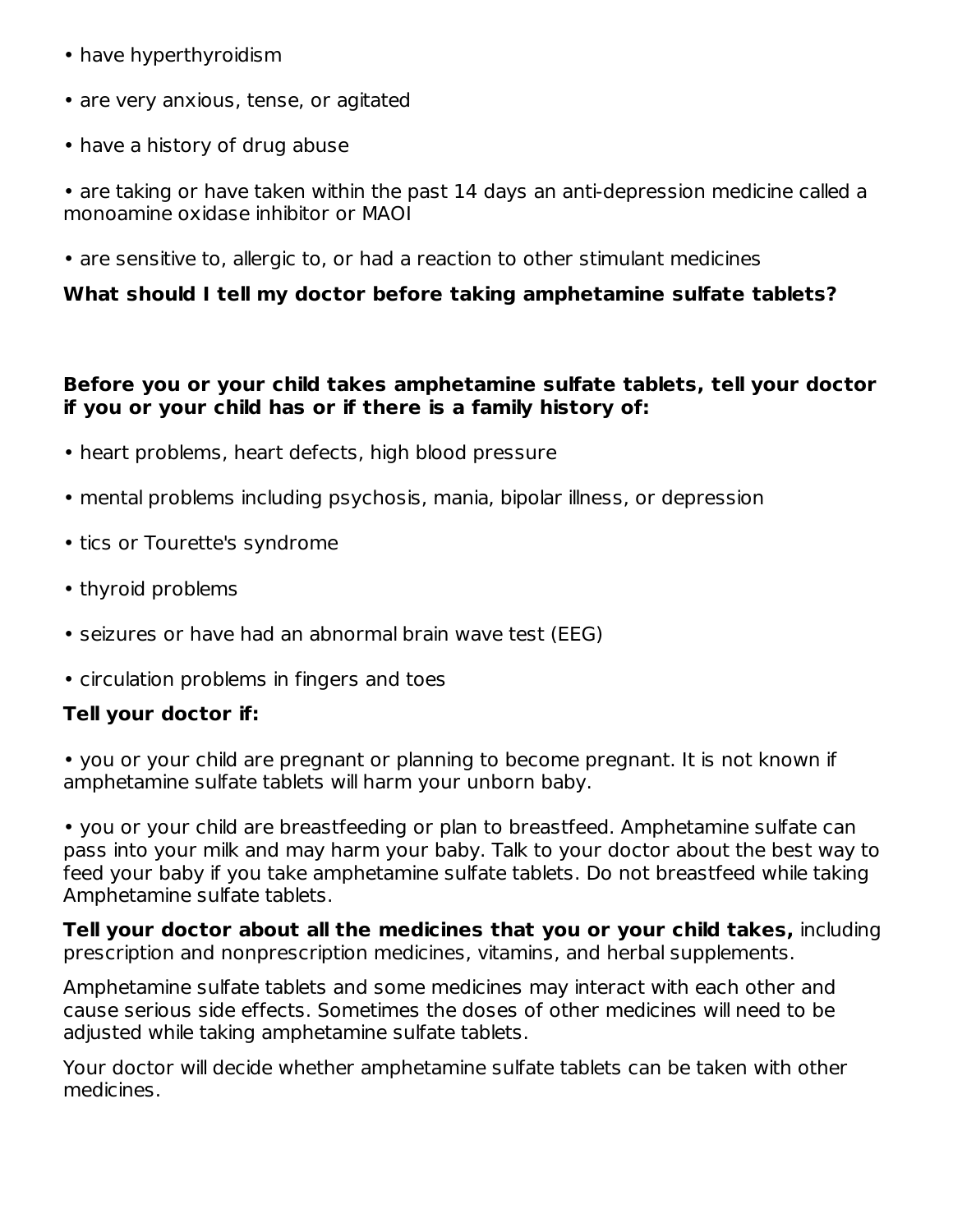- have hyperthyroidism
- are very anxious, tense, or agitated
- have a history of drug abuse
- are taking or have taken within the past 14 days an anti-depression medicine called a monoamine oxidase inhibitor or MAOI
- are sensitive to, allergic to, or had a reaction to other stimulant medicines

**What should I tell my doctor before taking amphetamine sulfate tablets?**

**Before you or your child takes amphetamine sulfate tablets, tell your doctor if you or your child has or if there is a family history of:**

- heart problems, heart defects, high blood pressure
- mental problems including psychosis, mania, bipolar illness, or depression
- tics or Tourette's syndrome
- thyroid problems
- seizures or have had an abnormal brain wave test (EEG)
- circulation problems in fingers and toes

**Tell your doctor if:**

- you or your child are pregnant or planning to become pregnant. It is not known if amphetamine sulfate tablets will harm your unborn baby.
- you or your child are breastfeeding or plan to breastfeed. Amphetamine sulfate can pass into your milk and may harm your baby. Talk to your doctor about the best way to feed your baby if you take amphetamine sulfate tablets. Do not breastfeed while taking Amphetamine sulfate tablets.

**Tell your doctor about all the medicines that you or your child takes,** including prescription and nonprescription medicines, vitamins, and herbal supplements.

Amphetamine sulfate tablets and some medicines may interact with each other and cause serious side effects. Sometimes the doses of other medicines will need to be adjusted while taking amphetamine sulfate tablets.

Your doctor will decide whether amphetamine sulfate tablets can be taken with other medicines.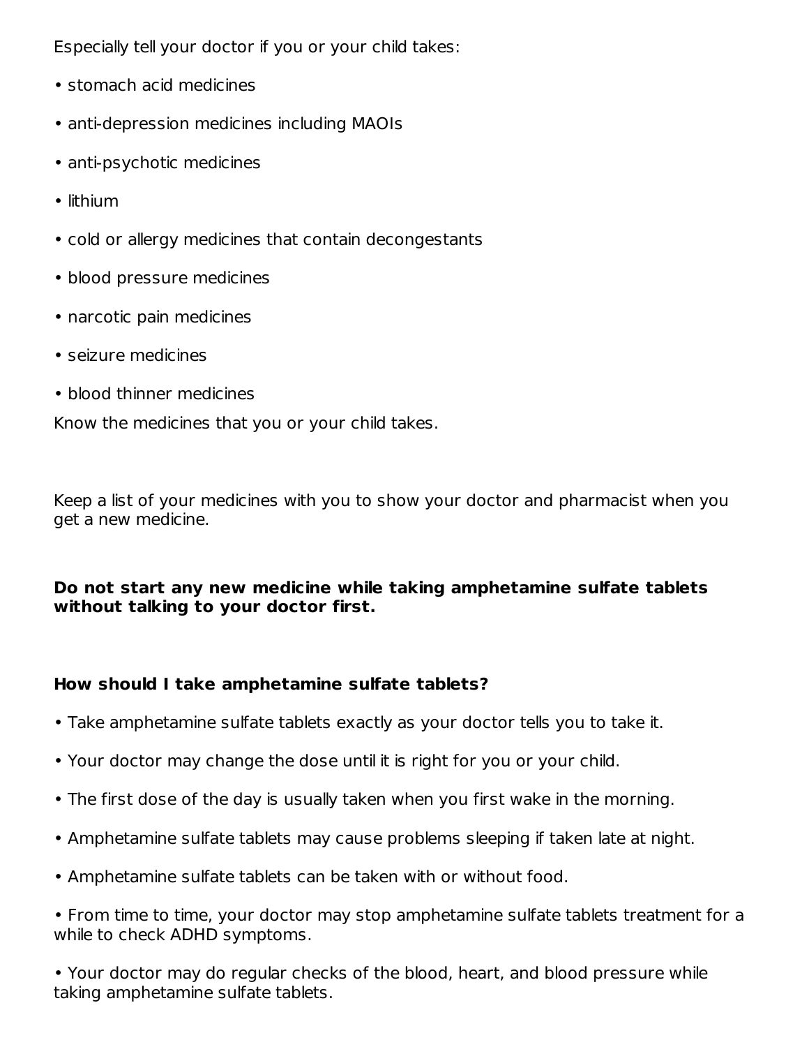Especially tell your doctor if you or your child takes:

- stomach acid medicines
- anti-depression medicines including MAOIs
- anti-psychotic medicines
- lithium
- cold or allergy medicines that contain decongestants
- blood pressure medicines
- narcotic pain medicines
- seizure medicines
- blood thinner medicines

Know the medicines that you or your child takes.

Keep a list of your medicines with you to show your doctor and pharmacist when you get a new medicine.

**Do not start any new medicine while taking amphetamine sulfate tablets without talking to your doctor first.**

**How should I take amphetamine sulfate tablets?**

- Take amphetamine sulfate tablets exactly as your doctor tells you to take it.
- Your doctor may change the dose until it is right for you or your child.
- The first dose of the day is usually taken when you first wake in the morning.
- Amphetamine sulfate tablets may cause problems sleeping if taken late at night.
- Amphetamine sulfate tablets can be taken with or without food.
- From time to time, your doctor may stop amphetamine sulfate tablets treatment for a while to check ADHD symptoms.
- Your doctor may do regular checks of the blood, heart, and blood pressure while taking amphetamine sulfate tablets.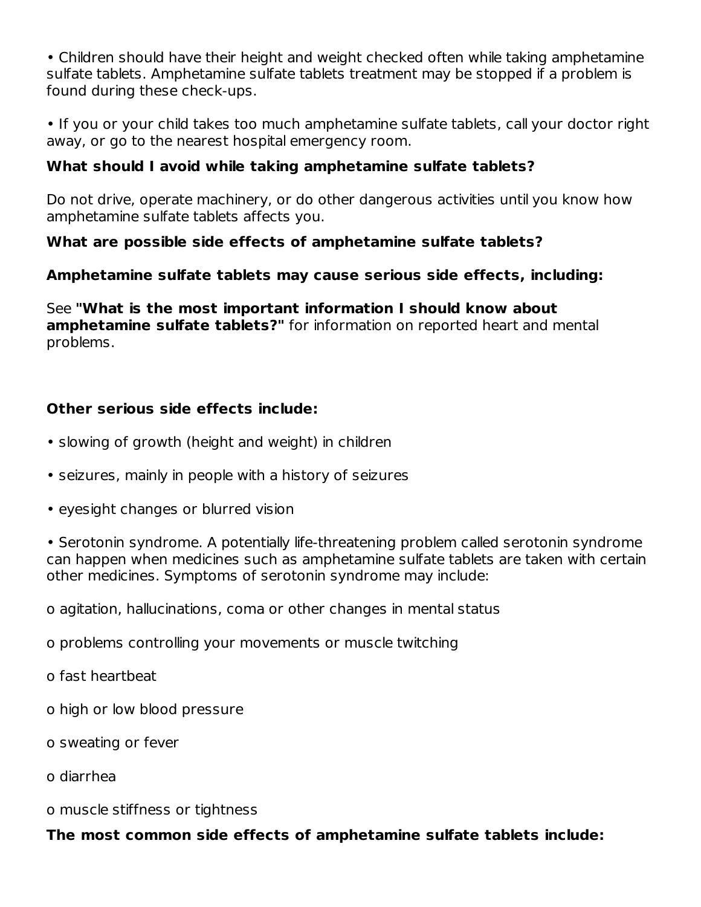- Children should have their height and weight checked often while taking amphetamine sulfate tablets. Amphetamine sulfate tablets treatment may be stopped if a problem is found during these check-ups.

- If you or your child takes too much amphetamine sulfate tablets, call your doctor right away, or go to the nearest hospital emergency room.

**What should I avoid while taking amphetamine sulfate tablets?**

Do not drive, operate machinery, or do other dangerous activities until you know how amphetamine sulfate tablets affects you.

**What are possible side effects of amphetamine sulfate tablets?**

**Amphetamine sulfate tablets may cause serious side effects, including:**

See **"What is the most important information I should know about amphetamine sulfate tablets?"** for information on reported heart and mental problems.

**Other serious side effects include:**

- slowing of growth (height and weight) in children

- seizures, mainly in people with a history of seizures

- eyesight changes or blurred vision

- Serotonin syndrome. A potentially life-threatening problem called serotonin syndrome can happen when medicines such as amphetamine sulfate tablets are taken with certain other medicines. Symptoms of serotonin syndrome may include:

  - agitation, hallucinations, coma or other changes in mental status
  - problems controlling your movements or muscle twitching
  - fast heartbeat
  - high or low blood pressure
  - sweating or fever
  - diarrhea
  - muscle stiffness or tightness

**The most common side effects of amphetamine sulfate tablets include:**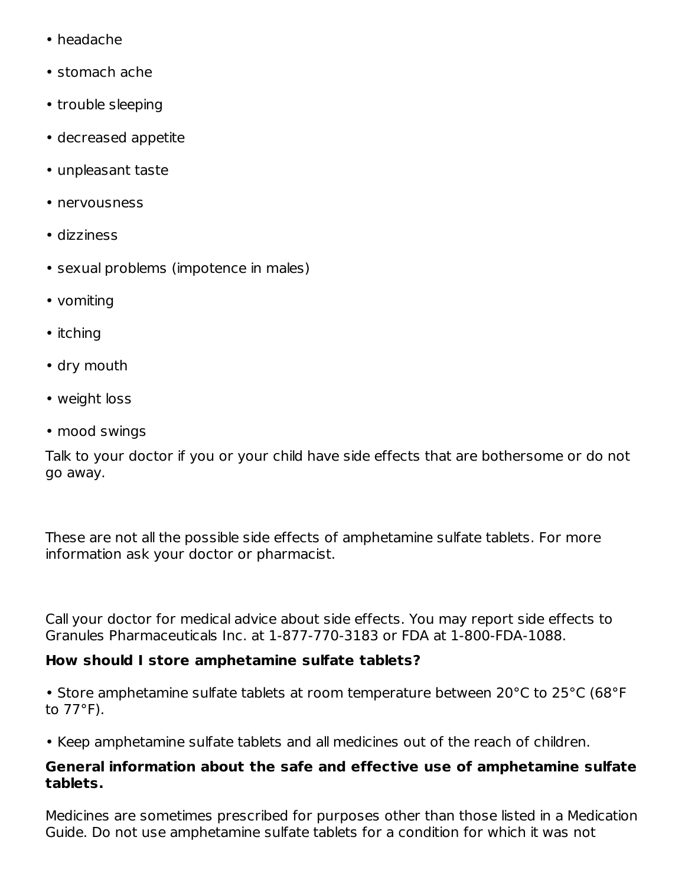- headache
- stomach ache
- trouble sleeping
- decreased appetite
- unpleasant taste
- nervousness
- dizziness
- sexual problems (impotence in males)
- vomiting
- itching
- dry mouth
- weight loss
- mood swings

Talk to your doctor if you or your child have side effects that are bothersome or do not go away.

These are not all the possible side effects of amphetamine sulfate tablets. For more information ask your doctor or pharmacist.

Call your doctor for medical advice about side effects. You may report side effects to Granules Pharmaceuticals Inc. at 1-877-770-3183 or FDA at 1-800-FDA-1088.

**How should I store amphetamine sulfate tablets?**

- Store amphetamine sulfate tablets at room temperature between 20°C to 25°C (68°F to 77°F).
- Keep amphetamine sulfate tablets and all medicines out of the reach of children.

**General information about the safe and effective use of amphetamine sulfate tablets.**

Medicines are sometimes prescribed for purposes other than those listed in a Medication Guide. Do not use amphetamine sulfate tablets for a condition for which it was not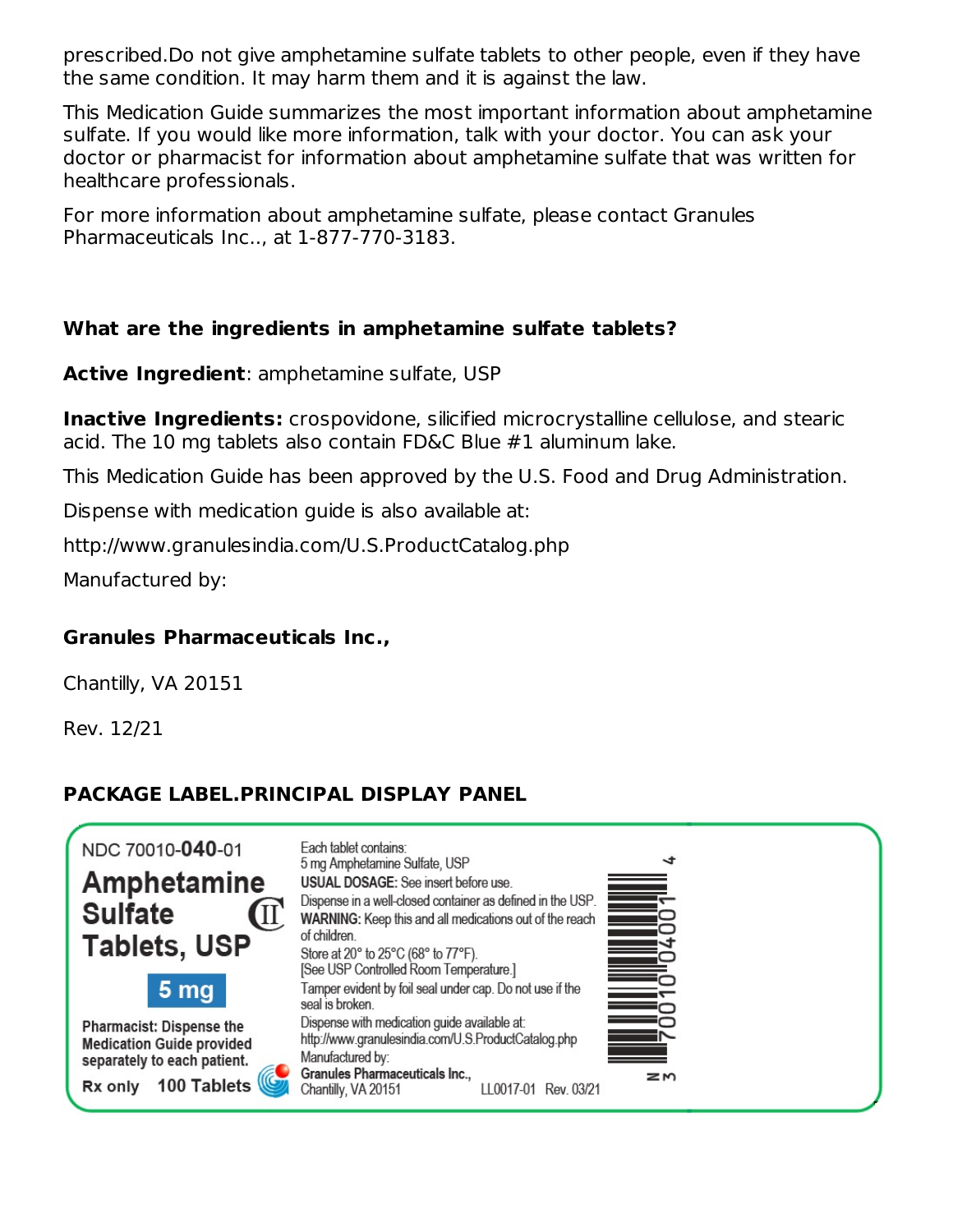prescribed.Do not give amphetamine sulfate tablets to other people, even if they have the same condition. It may harm them and it is against the law.

This Medication Guide summarizes the most important information about amphetamine sulfate. If you would like more information, talk with your doctor. You can ask your doctor or pharmacist for information about amphetamine sulfate that was written for healthcare professionals.

For more information about amphetamine sulfate, please contact Granules Pharmaceuticals Inc.., at 1-877-770-3183.

**What are the ingredients in amphetamine sulfate tablets?**

**Active Ingredient**: amphetamine sulfate, USP

**Inactive Ingredients:** crospovidone, silicified microcrystalline cellulose, and stearic acid. The 10 mg tablets also contain FD&C Blue #1 aluminum lake.

This Medication Guide has been approved by the U.S. Food and Drug Administration.

Dispense with medication guide is also available at:

http://www.granulesindia.com/U.S.ProductCatalog.php

Manufactured by:

**Granules Pharmaceuticals Inc.,**

Chantilly, VA 20151

Rev. 12/21

## PACKAGE LABEL.PRINCIPAL DISPLAY PANEL

NDC 70010-**040**-01

**Amphetamine Sulfate Tablets, USP** CII

**5 mg**

**Pharmacist: Dispense the Medication Guide provided separately to each patient.**

**Rx only 100 Tablets**

Each tablet contains:
5 mg Amphetamine Sulfate, USP

**USUAL DOSAGE:** See insert before use.

Dispense in a well-closed container as defined in the USP.

**WARNING:** Keep this and all medications out of the reach of children.

Store at 20° to 25°C (68° to 77°F).
[See USP Controlled Room Temperature.]

Tamper evident by foil seal under cap. Do not use if the seal is broken.

Dispense with medication guide available at:
http://www.granulesindia.com/U.S.ProductCatalog.php

Manufactured by:
**Granules Pharmaceuticals Inc.,**
Chantilly, VA 20151

LL0017-01 Rev. 03/21

N 3 70010 04001 4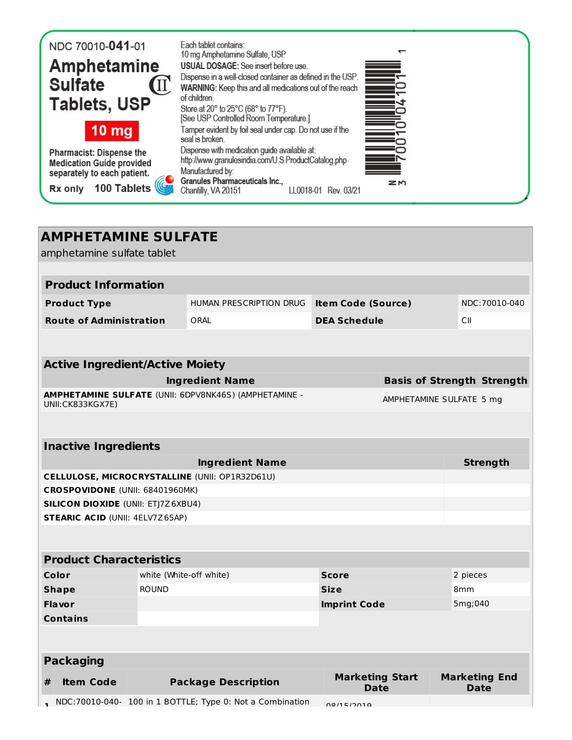NDC 70010-041-01

**Amphetamine Sulfate Tablets, USP** CII

**10 mg**

**Pharmacist: Dispense the Medication Guide provided separately to each patient.**

**Rx only** **100 Tablets**

Each tablet contains:
10 mg Amphetamine Sulfate, USP

**USUAL DOSAGE:** See insert before use.

Dispense in a well-closed container as defined in the USP.

**WARNING:** Keep this and all medications out of the reach of children.

Store at 20° to 25°C (68° to 77°F).
[See USP Controlled Room Temperature.]

Tamper evident by foil seal under cap. Do not use if the seal is broken.

Dispense with medication guide available at:
http://www.granulesindia.com/U.S.ProductCatalog.php

Manufactured by:
**Granules Pharmaceuticals Inc.,**
Chantilly, VA 20151

LL0018-01 Rev. 03/21

N 3 70010 04101 1

# AMPHETAMINE SULFATE

amphetamine sulfate tablet

| **Product Information** | | | |
|---|---|---|---|
| **Product Type** | HUMAN PRESCRIPTION DRUG | **Item Code (Source)** | NDC:70010-040 |
| **Route of Administration** | ORAL | **DEA Schedule** | CII |

| **Active Ingredient/Active Moiety** | | |
|---|---|---|
| **Ingredient Name** | **Basis of Strength** | **Strength** |
| **AMPHETAMINE SULFATE** (UNII: 6DPV8NK46S) (AMPHETAMINE - UNII:CK833KGX7E) | AMPHETAMINE SULFATE | 5 mg |

| **Inactive Ingredients** | |
|---|---|
| **Ingredient Name** | **Strength** |
| **CELLULOSE, MICROCRYSTALLINE** (UNII: OP1R32D61U) | |
| **CROSPOVIDONE** (UNII: 68401960MK) | |
| **SILICON DIOXIDE** (UNII: ETJ7Z6XBU4) | |
| **STEARIC ACID** (UNII: 4ELV7Z65AP) | |

| **Product Characteristics** | | | |
|---|---|---|---|
| **Color** | white (White-off white) | **Score** | 2 pieces |
| **Shape** | ROUND | **Size** | 8mm |
| **Flavor** | | **Imprint Code** | 5mg;040 |
| **Contains** | | | |

| **Packaging** | | | | |
|---|---|---|---|---|
| **#** | **Item Code** | **Package Description** | **Marketing Start Date** | **Marketing End Date** |
| 1 | NDC:70010-040- | 100 in 1 BOTTLE; Type 0: Not a Combination | 08/15/2019 | |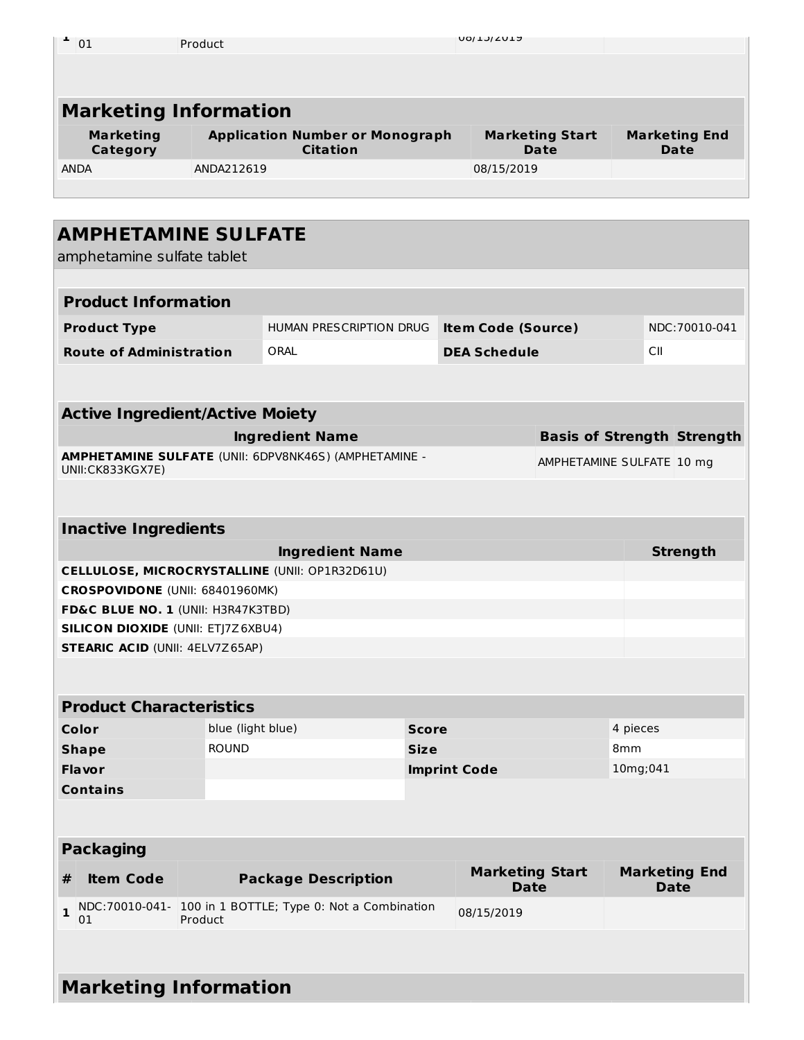| 1 | 01 | Product | 08/15/2019 | |
|---|---|---|---|---|

## Marketing Information

| Marketing Category | Application Number or Monograph Citation | Marketing Start Date | Marketing End Date |
|---|---|---|---|
| ANDA | ANDA212619 | 08/15/2019 | |

# AMPHETAMINE SULFATE

amphetamine sulfate tablet

## Product Information

| Product Type | HUMAN PRESCRIPTION DRUG | Item Code (Source) | NDC:70010-041 |
|---|---|---|---|
| Route of Administration | ORAL | DEA Schedule | CII |

## Active Ingredient/Active Moiety

| Ingredient Name | Basis of Strength | Strength |
|---|---|---|
| **AMPHETAMINE SULFATE** (UNII: 6DPV8NK46S) (AMPHETAMINE - UNII:CK833KGX7E) | AMPHETAMINE SULFATE | 10 mg |

## Inactive Ingredients

| Ingredient Name | Strength |
|---|---|
| **CELLULOSE, MICROCRYSTALLINE** (UNII: OP1R32D61U) | |
| **CROSPOVIDONE** (UNII: 68401960MK) | |
| **FD&C BLUE NO. 1** (UNII: H3R47K3TBD) | |
| **SILICON DIOXIDE** (UNII: ETJ7Z6XBU4) | |
| **STEARIC ACID** (UNII: 4ELV7Z65AP) | |

## Product Characteristics

| Color | blue (light blue) | Score | 4 pieces |
|---|---|---|---|
| Shape | ROUND | Size | 8mm |
| Flavor | | Imprint Code | 10mg;041 |
| Contains | | | |

## Packaging

| # | Item Code | Package Description | Marketing Start Date | Marketing End Date |
|---|---|---|---|---|
| 1 | NDC:70010-041-01 | 100 in 1 BOTTLE; Type 0: Not a Combination Product | 08/15/2019 | |

## Marketing Information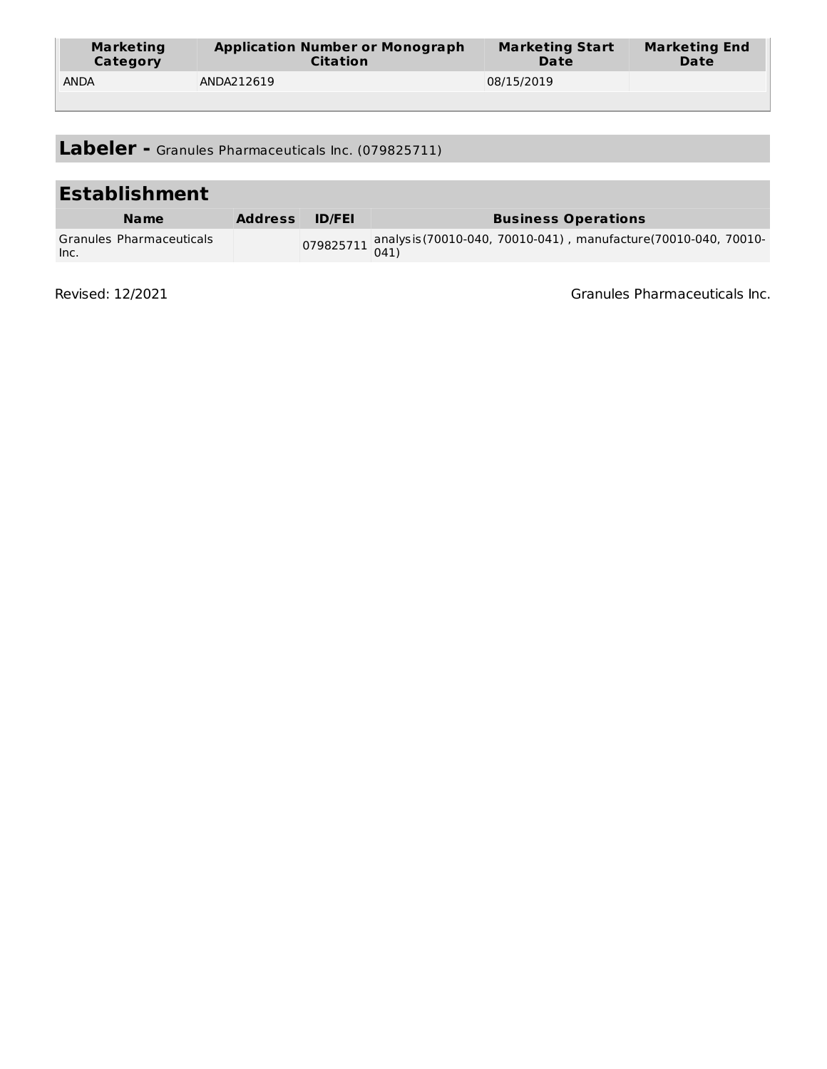| Marketing Category | Application Number or Monograph Citation | Marketing Start Date | Marketing End Date |
|---|---|---|---|
| ANDA | ANDA212619 | 08/15/2019 | |

## Labeler - Granules Pharmaceuticals Inc. (079825711)

## Establishment

| Name | Address | ID/FEI | Business Operations |
|---|---|---|---|
| Granules Pharmaceuticals Inc. | | 079825711 | analysis(70010-040, 70010-041) , manufacture(70010-040, 70010-041) |

Revised: 12/2021

Granules Pharmaceuticals Inc.